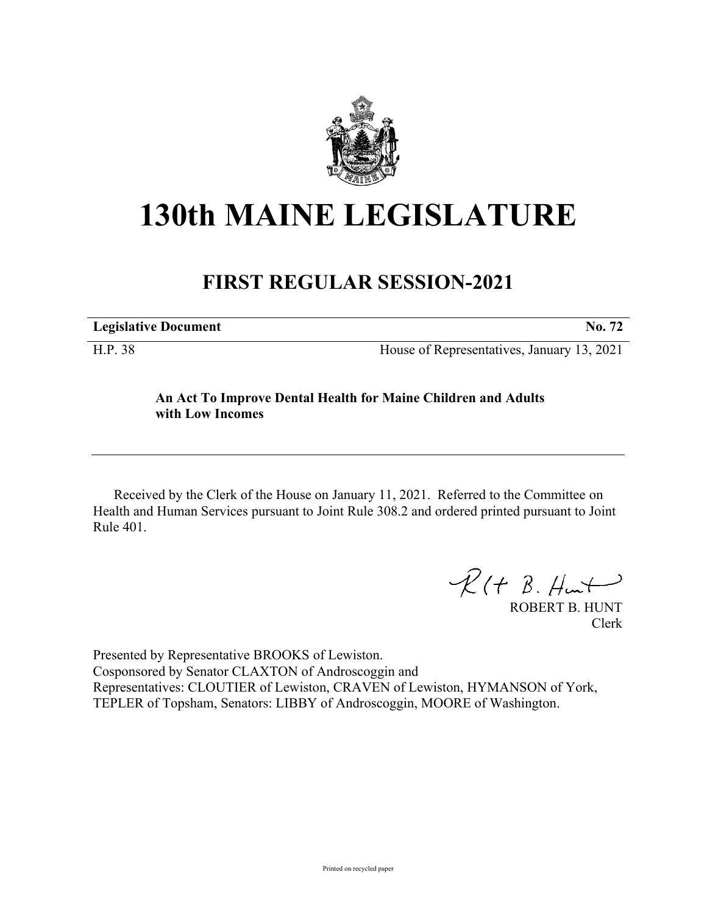# 130th MAINE LEGISLATURE

## FIRST REGULAR SESSION-2021

**Legislative Document** **No. 72**

H.P. 38 House of Representatives, January 13, 2021

**An Act To Improve Dental Health for Maine Children and Adults with Low Incomes**

Received by the Clerk of the House on January 11, 2021. Referred to the Committee on Health and Human Services pursuant to Joint Rule 308.2 and ordered printed pursuant to Joint Rule 401.

ROBERT B. HUNT
Clerk

Presented by Representative BROOKS of Lewiston.
Cosponsored by Senator CLAXTON of Androscoggin and
Representatives: CLOUTIER of Lewiston, CRAVEN of Lewiston, HYMANSON of York, TEPLER of Topsham, Senators: LIBBY of Androscoggin, MOORE of Washington.

Printed on recycled paper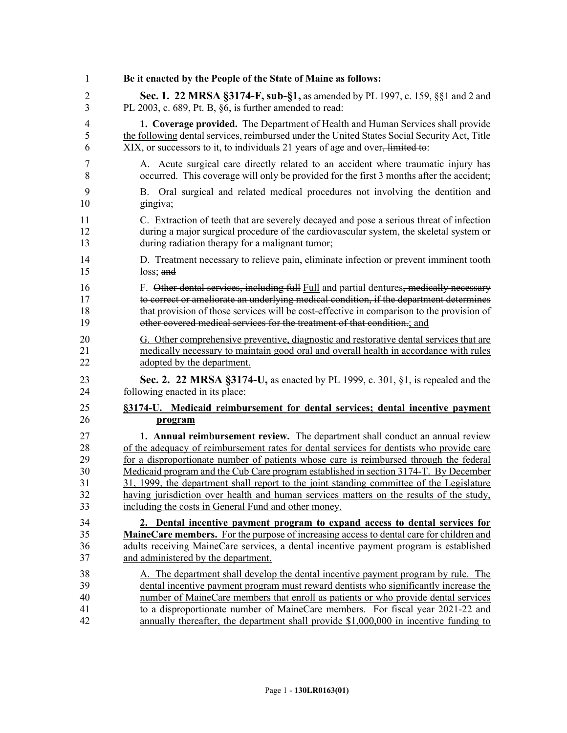**Be it enacted by the People of the State of Maine as follows:**

**Sec. 1. 22 MRSA §3174-F, sub-§1,** as amended by PL 1997, c. 159, §§1 and 2 and PL 2003, c. 689, Pt. B, §6, is further amended to read:

**1. Coverage provided.** The Department of Health and Human Services shall provide the following dental services, reimbursed under the United States Social Security Act, Title XIX, or successors to it, to individuals 21 years of age and over~~, limited to~~:

A. Acute surgical care directly related to an accident where traumatic injury has occurred. This coverage will only be provided for the first 3 months after the accident;

B. Oral surgical and related medical procedures not involving the dentition and gingiva;

C. Extraction of teeth that are severely decayed and pose a serious threat of infection during a major surgical procedure of the cardiovascular system, the skeletal system or during radiation therapy for a malignant tumor;

D. Treatment necessary to relieve pain, eliminate infection or prevent imminent tooth loss; ~~and~~

F. ~~Other dental services, including full~~ Full and partial dentures~~, medically necessary to correct or ameliorate an underlying medical condition, if the department determines that provision of those services will be cost-effective in comparison to the provision of other covered medical services for the treatment of that condition.~~; and

G. Other comprehensive preventive, diagnostic and restorative dental services that are medically necessary to maintain good oral and overall health in accordance with rules adopted by the department.

**Sec. 2. 22 MRSA §3174-U,** as enacted by PL 1999, c. 301, §1, is repealed and the following enacted in its place:

**§3174-U. Medicaid reimbursement for dental services; dental incentive payment program**

**1. Annual reimbursement review.** The department shall conduct an annual review of the adequacy of reimbursement rates for dental services for dentists who provide care for a disproportionate number of patients whose care is reimbursed through the federal Medicaid program and the Cub Care program established in section 3174-T. By December 31, 1999, the department shall report to the joint standing committee of the Legislature having jurisdiction over health and human services matters on the results of the study, including the costs in General Fund and other money.

**2. Dental incentive payment program to expand access to dental services for MaineCare members.** For the purpose of increasing access to dental care for children and adults receiving MaineCare services, a dental incentive payment program is established and administered by the department.

A. The department shall develop the dental incentive payment program by rule. The dental incentive payment program must reward dentists who significantly increase the number of MaineCare members that enroll as patients or who provide dental services to a disproportionate number of MaineCare members. For fiscal year 2021-22 and annually thereafter, the department shall provide $1,000,000 in incentive funding to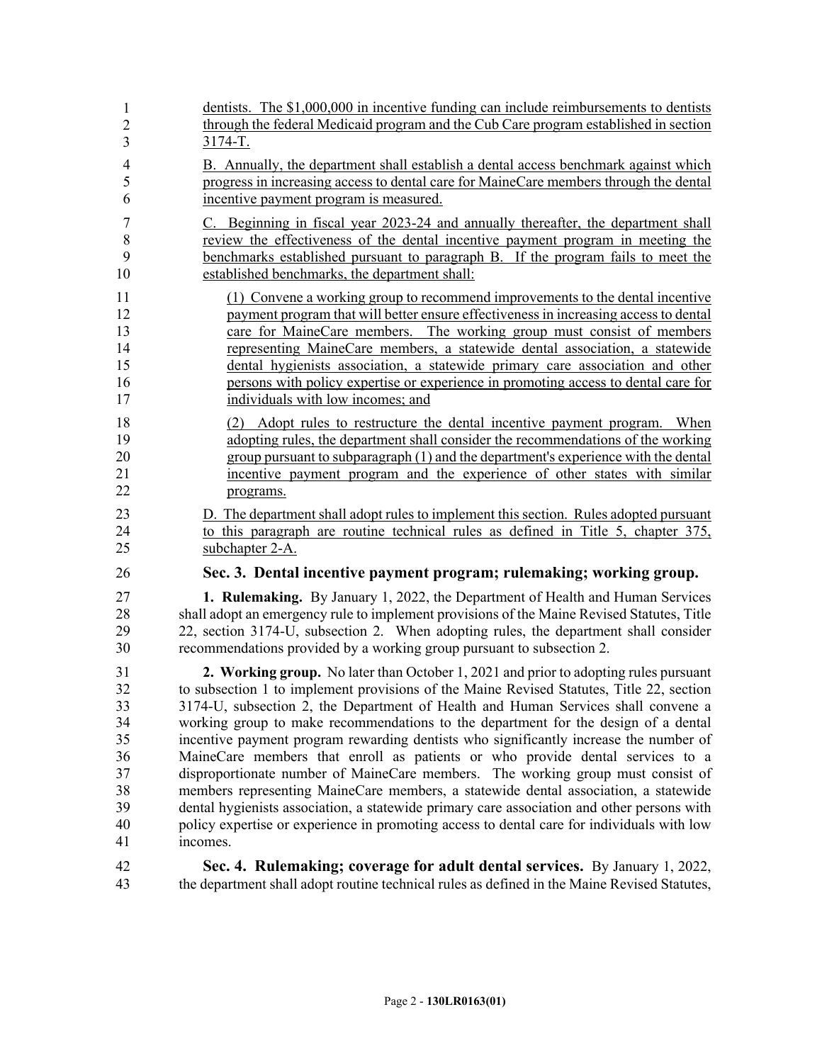dentists. The $1,000,000 in incentive funding can include reimbursements to dentists through the federal Medicaid program and the Cub Care program established in section 3174-T.

B. Annually, the department shall establish a dental access benchmark against which progress in increasing access to dental care for MaineCare members through the dental incentive payment program is measured.

C. Beginning in fiscal year 2023-24 and annually thereafter, the department shall review the effectiveness of the dental incentive payment program in meeting the benchmarks established pursuant to paragraph B. If the program fails to meet the established benchmarks, the department shall:

(1) Convene a working group to recommend improvements to the dental incentive payment program that will better ensure effectiveness in increasing access to dental care for MaineCare members. The working group must consist of members representing MaineCare members, a statewide dental association, a statewide dental hygienists association, a statewide primary care association and other persons with policy expertise or experience in promoting access to dental care for individuals with low incomes; and

(2) Adopt rules to restructure the dental incentive payment program. When adopting rules, the department shall consider the recommendations of the working group pursuant to subparagraph (1) and the department's experience with the dental incentive payment program and the experience of other states with similar programs.

D. The department shall adopt rules to implement this section. Rules adopted pursuant to this paragraph are routine technical rules as defined in Title 5, chapter 375, subchapter 2-A.

**Sec. 3. Dental incentive payment program; rulemaking; working group.**

**1. Rulemaking.** By January 1, 2022, the Department of Health and Human Services shall adopt an emergency rule to implement provisions of the Maine Revised Statutes, Title 22, section 3174-U, subsection 2. When adopting rules, the department shall consider recommendations provided by a working group pursuant to subsection 2.

**2. Working group.** No later than October 1, 2021 and prior to adopting rules pursuant to subsection 1 to implement provisions of the Maine Revised Statutes, Title 22, section 3174-U, subsection 2, the Department of Health and Human Services shall convene a working group to make recommendations to the department for the design of a dental incentive payment program rewarding dentists who significantly increase the number of MaineCare members that enroll as patients or who provide dental services to a disproportionate number of MaineCare members. The working group must consist of members representing MaineCare members, a statewide dental association, a statewide dental hygienists association, a statewide primary care association and other persons with policy expertise or experience in promoting access to dental care for individuals with low incomes.

**Sec. 4. Rulemaking; coverage for adult dental services.** By January 1, 2022, the department shall adopt routine technical rules as defined in the Maine Revised Statutes,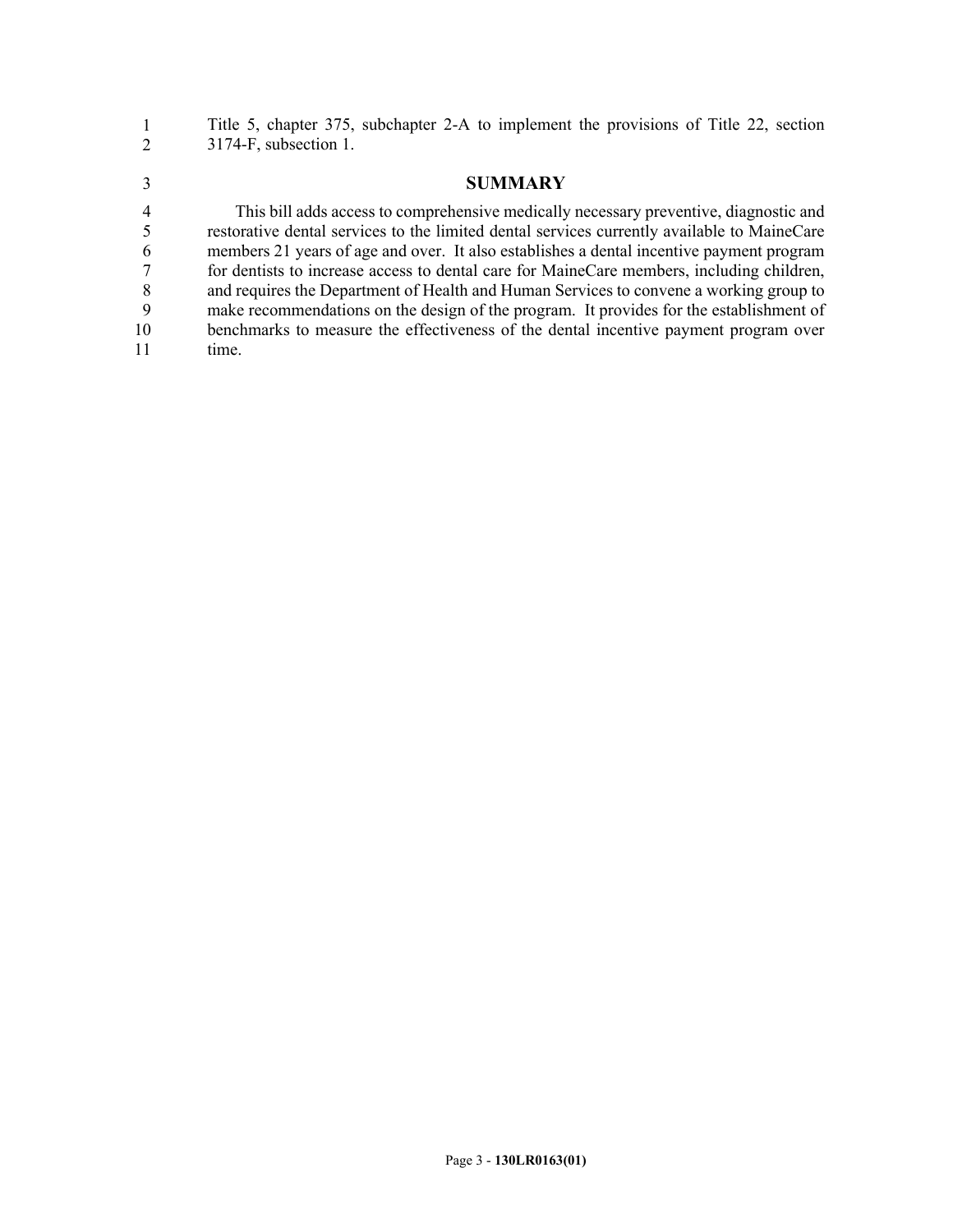Title 5, chapter 375, subchapter 2-A to implement the provisions of Title 22, section 3174-F, subsection 1.

## SUMMARY

This bill adds access to comprehensive medically necessary preventive, diagnostic and restorative dental services to the limited dental services currently available to MaineCare members 21 years of age and over. It also establishes a dental incentive payment program for dentists to increase access to dental care for MaineCare members, including children, and requires the Department of Health and Human Services to convene a working group to make recommendations on the design of the program. It provides for the establishment of benchmarks to measure the effectiveness of the dental incentive payment program over time.